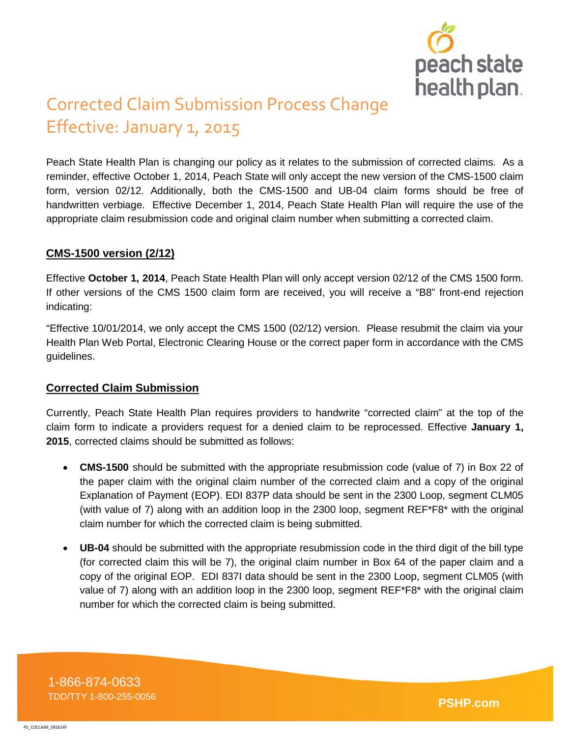# Corrected Claim Submission Process Change Effective: January 1, 2015

Peach State Health Plan is changing our policy as it relates to the submission of corrected claims. As a reminder, effective October 1, 2014, Peach State will only accept the new version of the CMS-1500 claim form, version 02/12. Additionally, both the CMS-1500 and UB-04 claim forms should be free of handwritten verbiage. Effective December 1, 2014, Peach State Health Plan will require the use of the appropriate claim resubmission code and original claim number when submitting a corrected claim.

## CMS-1500 version (2/12)

Effective **October 1, 2014**, Peach State Health Plan will only accept version 02/12 of the CMS 1500 form. If other versions of the CMS 1500 claim form are received, you will receive a "B8" front-end rejection indicating:

"Effective 10/01/2014, we only accept the CMS 1500 (02/12) version. Please resubmit the claim via your Health Plan Web Portal, Electronic Clearing House or the correct paper form in accordance with the CMS guidelines.

## Corrected Claim Submission

Currently, Peach State Health Plan requires providers to handwrite "corrected claim" at the top of the claim form to indicate a providers request for a denied claim to be reprocessed. Effective **January 1, 2015**, corrected claims should be submitted as follows:

- **CMS-1500** should be submitted with the appropriate resubmission code (value of 7) in Box 22 of the paper claim with the original claim number of the corrected claim and a copy of the original Explanation of Payment (EOP). EDI 837P data should be sent in the 2300 Loop, segment CLM05 (with value of 7) along with an addition loop in the 2300 loop, segment REF*F8* with the original claim number for which the corrected claim is being submitted.
- **UB-04** should be submitted with the appropriate resubmission code in the third digit of the bill type (for corrected claim this will be 7), the original claim number in Box 64 of the paper claim and a copy of the original EOP. EDI 837I data should be sent in the 2300 Loop, segment CLM05 (with value of 7) along with an addition loop in the 2300 loop, segment REF*F8* with the original claim number for which the corrected claim is being submitted.

1-866-874-0633
TDD/TTY 1-800-255-0056

**PSHP.com**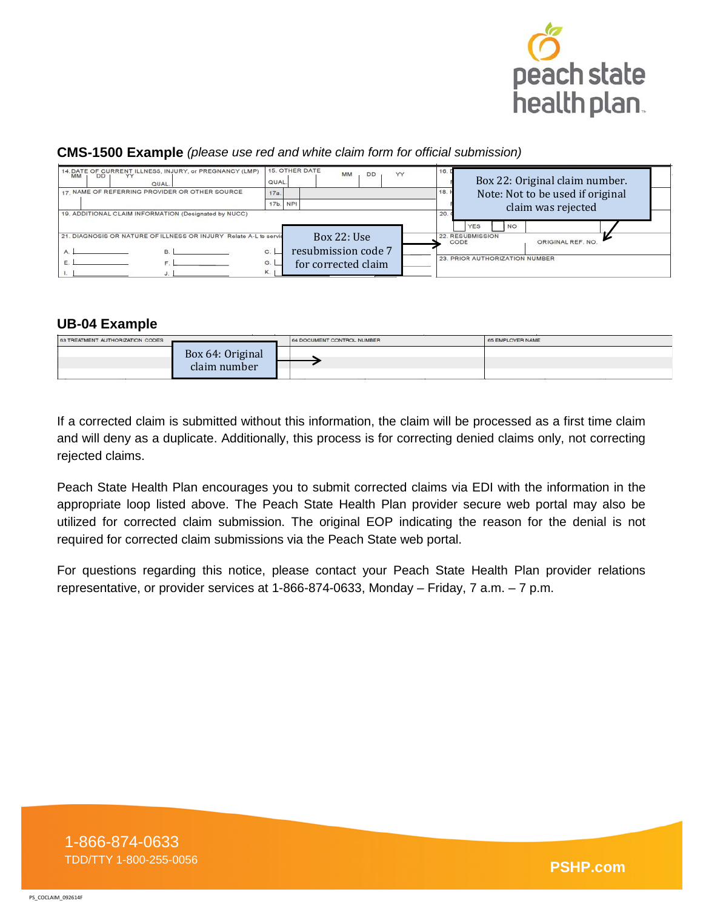## **CMS-1500 Example** *(please use red and white claim form for official submission)*

Box 22: Original claim number. Note: Not to be used if original claim was rejected

Box 22: Use resubmission code 7 for corrected claim

22. RESUBMISSION CODE — ORIGINAL REF. NO.

## **UB-04 Example**

Box 64: Original claim number

64 DOCUMENT CONTROL NUMBER

If a corrected claim is submitted without this information, the claim will be processed as a first time claim and will deny as a duplicate. Additionally, this process is for correcting denied claims only, not correcting rejected claims.

Peach State Health Plan encourages you to submit corrected claims via EDI with the information in the appropriate loop listed above. The Peach State Health Plan provider secure web portal may also be utilized for corrected claim submission. The original EOP indicating the reason for the denial is not required for corrected claim submissions via the Peach State web portal.

For questions regarding this notice, please contact your Peach State Health Plan provider relations representative, or provider services at 1-866-874-0633, Monday – Friday, 7 a.m. – 7 p.m.

1-866-874-0633
TDD/TTY 1-800-255-0056

PSHP.com